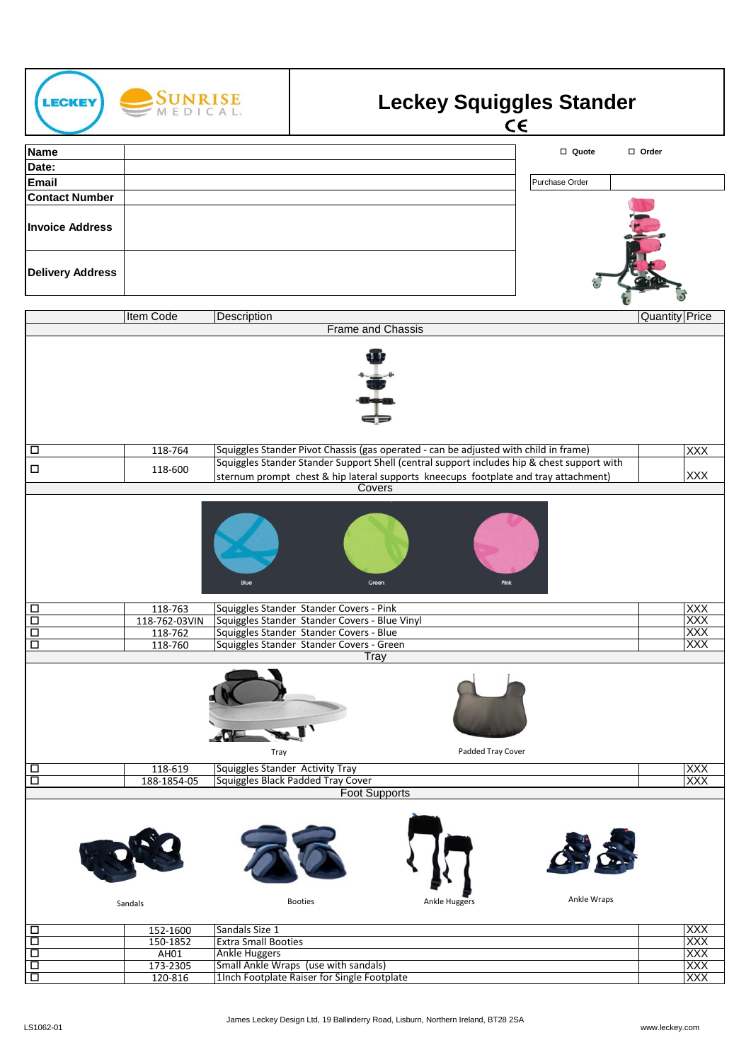LECKEY SUNRISE MEDICAL

# Leckey Squiggles Stander

CE

| | |
|---|---|
| **Name** | |
| **Date:** | |
| **Email** | |
| **Contact Number** | |
| **Invoice Address** | |
| **Delivery Address** | |

☐ Quote ☐ Order

| Purchase Order | |
|---|---|

| | Item Code | Description | Quantity | Price |
|---|---|---|---|---|
| | | **Frame and Chassis** | | |
| ☐ | 118-764 | Squiggles Stander Pivot Chassis (gas operated - can be adjusted with child in frame) | | XXX |
| ☐ | 118-600 | Squiggles Stander Stander Support Shell (central support includes hip & chest support with sternum prompt chest & hip lateral supports kneecups footplate and tray attachment) | | XXX |
| | | **Covers** | | |
| | | Blue / Green / Pink | | |
| ☐ | 118-763 | Squiggles Stander Stander Covers - Pink | | XXX |
| ☐ | 118-762-03VIN | Squiggles Stander Stander Covers - Blue Vinyl | | XXX |
| ☐ | 118-762 | Squiggles Stander Stander Covers - Blue | | XXX |
| ☐ | 118-760 | Squiggles Stander Stander Covers - Green | | XXX |
| | | **Tray** | | |
| | | Tray / Padded Tray Cover | | |
| ☐ | 118-619 | Squiggles Stander Activity Tray | | XXX |
| ☐ | 188-1854-05 | Squiggles Black Padded Tray Cover | | XXX |
| | | **Foot Supports** | | |
| | | Sandals / Booties / Ankle Huggers / Ankle Wraps | | |
| ☐ | 152-1600 | Sandals Size 1 | | XXX |
| ☐ | 150-1852 | Extra Small Booties | | XXX |
| ☐ | AH01 | Ankle Huggers | | XXX |
| ☐ | 173-2305 | Small Ankle Wraps (use with sandals) | | XXX |
| ☐ | 120-816 | 1Inch Footplate Raiser for Single Footplate | | XXX |

LS1062-01

James Leckey Design Ltd, 19 Ballinderry Road, Lisburn, Northern Ireland, BT28 2SA

www.leckey.com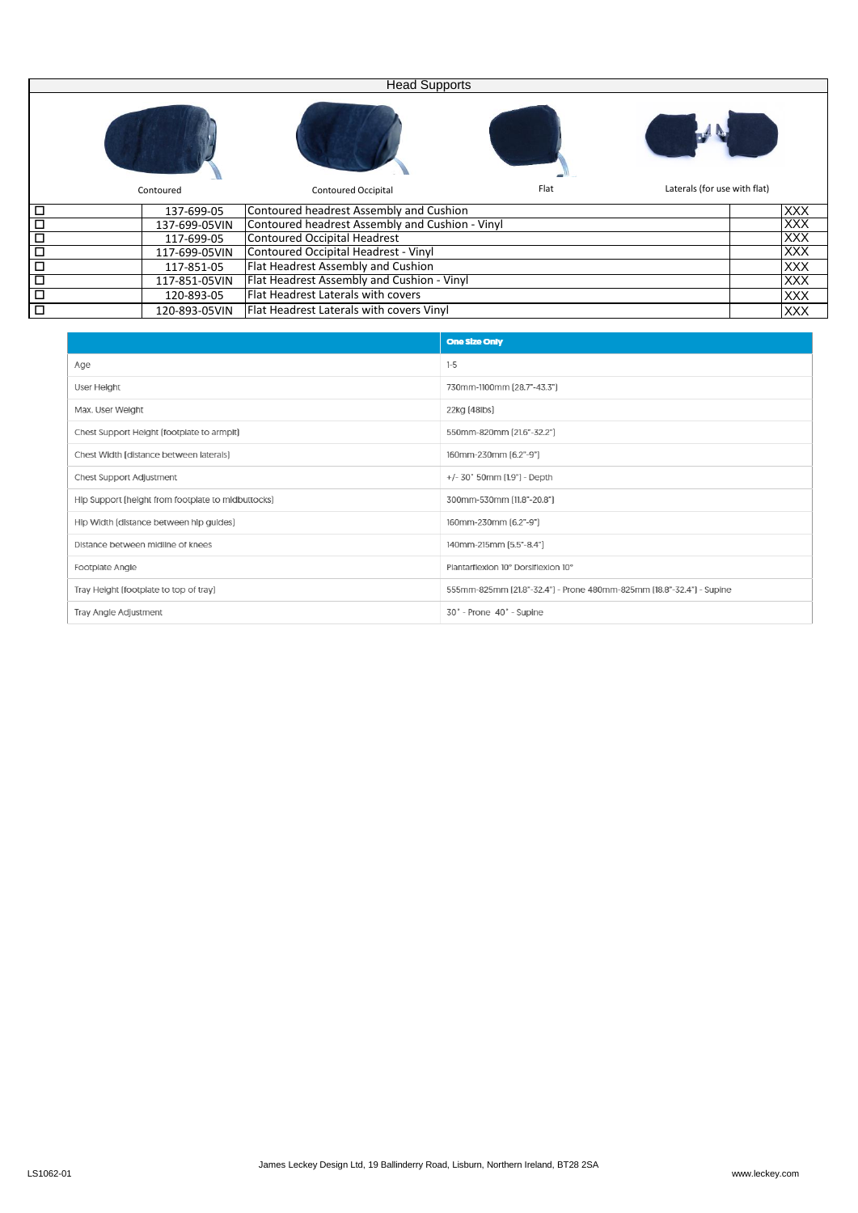## Head Supports

Contoured | Contoured Occipital | Flat | Laterals (for use with flat)

| | | | | |
|---|---|---|---|---|
| ☐ | 137-699-05 | Contoured headrest Assembly and Cushion | | XXX |
| ☐ | 137-699-05VIN | Contoured headrest Assembly and Cushion - Vinyl | | XXX |
| ☐ | 117-699-05 | Contoured Occipital Headrest | | XXX |
| ☐ | 117-699-05VIN | Contoured Occipital Headrest - Vinyl | | XXX |
| ☐ | 117-851-05 | Flat Headrest Assembly and Cushion | | XXX |
| ☐ | 117-851-05VIN | Flat Headrest Assembly and Cushion - Vinyl | | XXX |
| ☐ | 120-893-05 | Flat Headrest Laterals with covers | | XXX |
| ☐ | 120-893-05VIN | Flat Headrest Laterals with covers Vinyl | | XXX |

| | One Size Only |
|---|---|
| Age | 1-5 |
| User Height | 730mm-1100mm [28.7"-43.3"] |
| Max. User Weight | 22kg [48lbs] |
| Chest Support Height (footplate to armpit) | 550mm-820mm [21.6"-32.2"] |
| Chest Width (distance between laterals) | 160mm-230mm [6.2"-9"] |
| Chest Support Adjustment | +/- 30° 50mm [1.9"] - Depth |
| Hip Support (height from footplate to midbuttocks) | 300mm-530mm [11.8"-20.8"] |
| Hip Width (distance between hip guides) | 160mm-230mm [6.2"-9"] |
| Distance between midline of knees | 140mm-215mm [5.5"-8.4"] |
| Footplate Angle | Plantarflexion 10° Dorsiflexion 10° |
| Tray Height (footplate to top of tray) | 555mm-825mm [21.8"-32.4"] - Prone 480mm-825mm [18.8"-32.4"] - Supine |
| Tray Angle Adjustment | 30° - Prone 40° - Supine |

LS1062-01

James Leckey Design Ltd, 19 Ballinderry Road, Lisburn, Northern Ireland, BT28 2SA

www.leckey.com